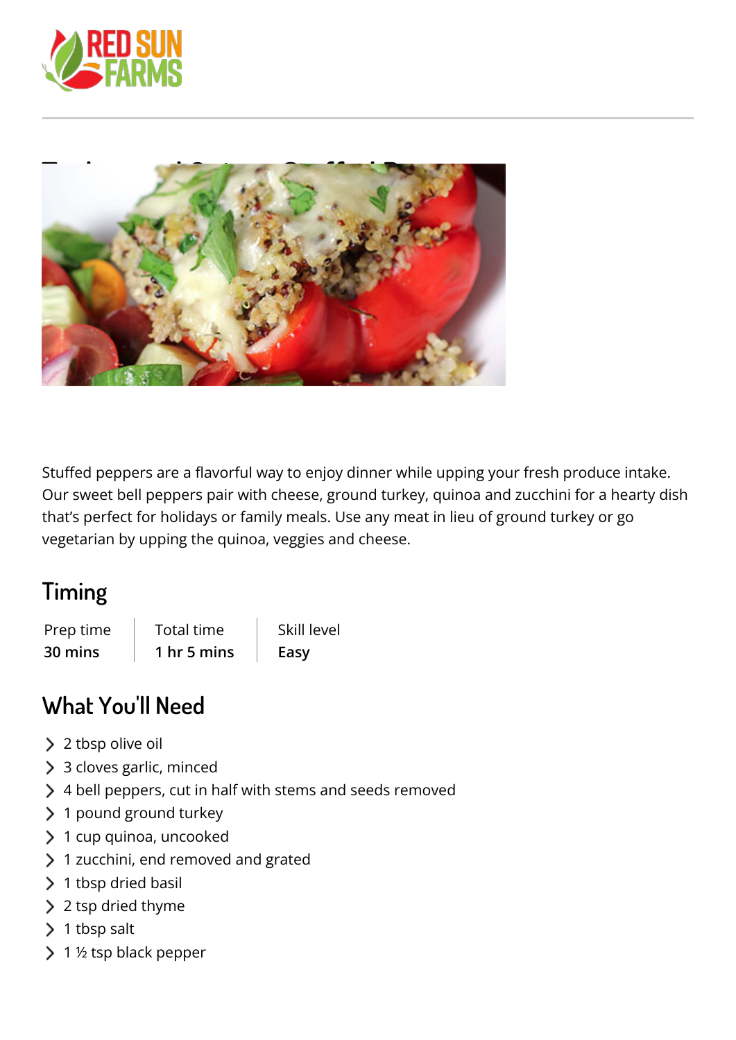Stuffed peppers are a flavorful way to enjoy dinner while upping your fresh produce intake. Our sweet bell peppers pair with cheese, ground turkey, quinoa and zucchini for a hearty dish that's perfect for holidays or family meals. Use any meat in lieu of ground turkey or go vegetarian by upping the quinoa, veggies and cheese.

## Timing

| Prep time | Total time | Skill level |
| --- | --- | --- |
| **30 mins** | **1 hr 5 mins** | **Easy** |

## What You'll Need

- 2 tbsp olive oil
- 3 cloves garlic, minced
- 4 bell peppers, cut in half with stems and seeds removed
- 1 pound ground turkey
- 1 cup quinoa, uncooked
- 1 zucchini, end removed and grated
- 1 tbsp dried basil
- 2 tsp dried thyme
- 1 tbsp salt
- 1 ½ tsp black pepper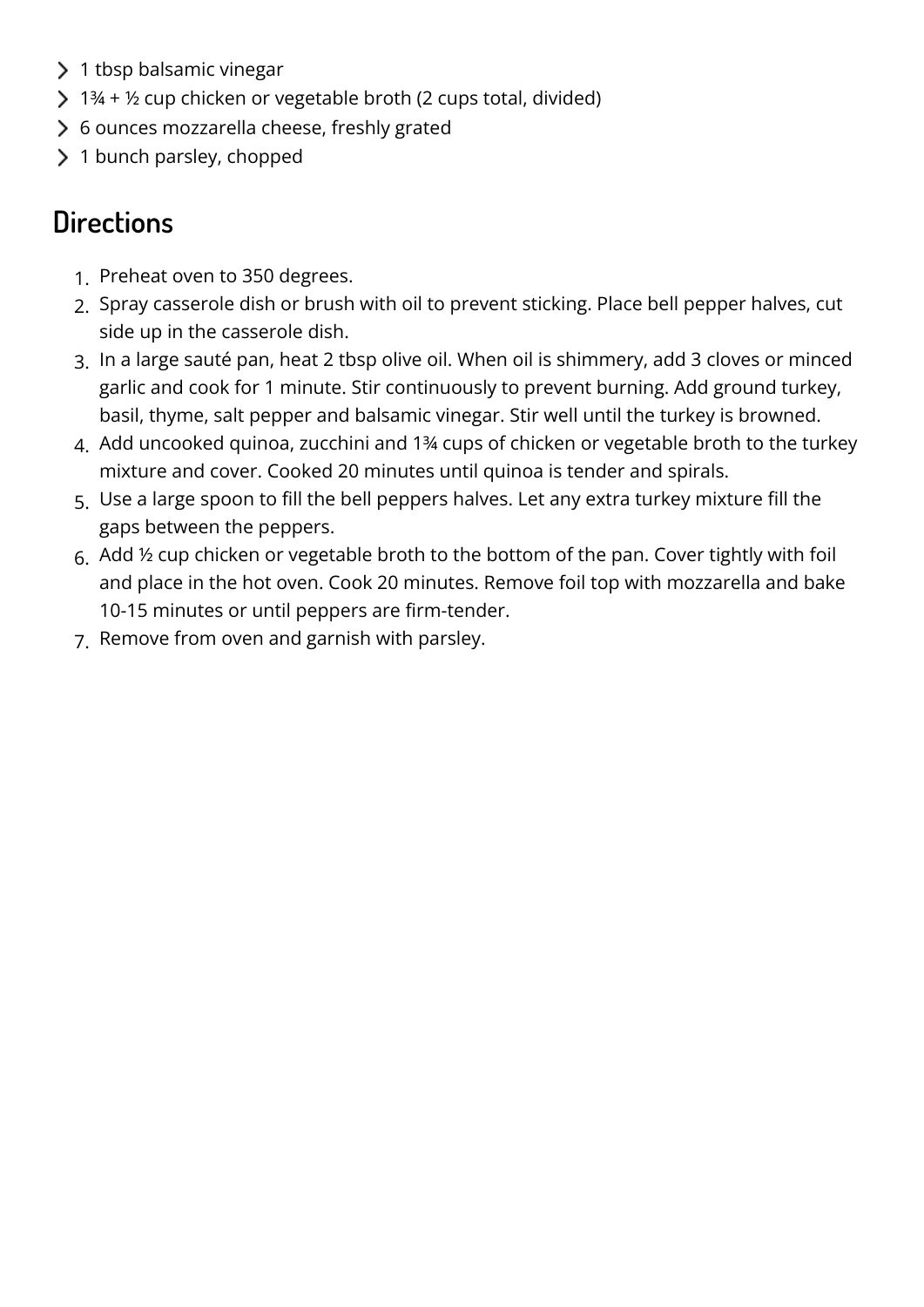- 1 tbsp balsamic vinegar
- 1¾ + ½ cup chicken or vegetable broth (2 cups total, divided)
- 6 ounces mozzarella cheese, freshly grated
- 1 bunch parsley, chopped

## Directions

1. Preheat oven to 350 degrees.
2. Spray casserole dish or brush with oil to prevent sticking. Place bell pepper halves, cut side up in the casserole dish.
3. In a large sauté pan, heat 2 tbsp olive oil. When oil is shimmery, add 3 cloves or minced garlic and cook for 1 minute. Stir continuously to prevent burning. Add ground turkey, basil, thyme, salt pepper and balsamic vinegar. Stir well until the turkey is browned.
4. Add uncooked quinoa, zucchini and 1¾ cups of chicken or vegetable broth to the turkey mixture and cover. Cooked 20 minutes until quinoa is tender and spirals.
5. Use a large spoon to fill the bell peppers halves. Let any extra turkey mixture fill the gaps between the peppers.
6. Add ½ cup chicken or vegetable broth to the bottom of the pan. Cover tightly with foil and place in the hot oven. Cook 20 minutes. Remove foil top with mozzarella and bake 10-15 minutes or until peppers are firm-tender.
7. Remove from oven and garnish with parsley.